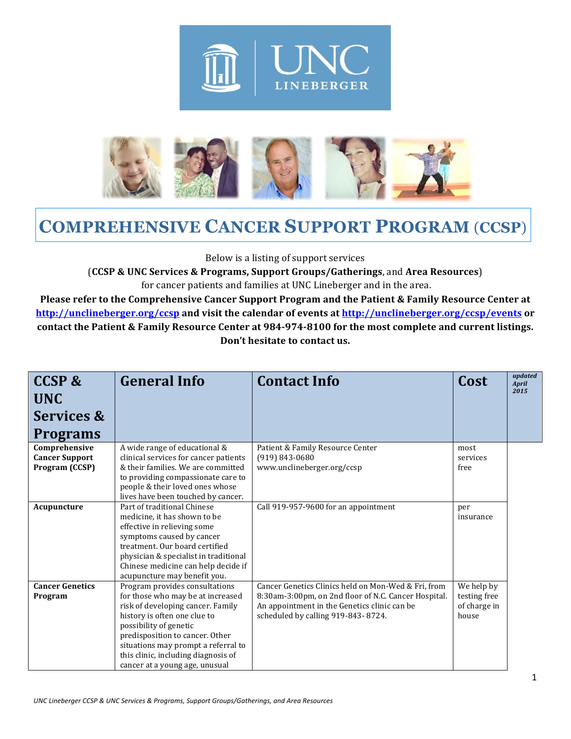# COMPREHENSIVE CANCER SUPPORT PROGRAM (CCSP)

Below is a listing of support services

(**CCSP & UNC Services & Programs, Support Groups/Gatherings**, and **Area Resources**)

for cancer patients and families at UNC Lineberger and in the area.

**Please refer to the Comprehensive Cancer Support Program and the Patient & Family Resource Center at [http://unclineberger.org/ccsp](http://unclineberger.org/ccsp) and visit the calendar of events at [http://unclineberger.org/ccsp/events](http://unclineberger.org/ccsp/events) or contact the Patient & Family Resource Center at 984-974-8100 for the most complete and current listings. Don't hesitate to contact us.**

| CCSP & UNC Services & Programs | General Info | Contact Info | Cost | *updated April 2015* |
|---|---|---|---|---|
| **Comprehensive Cancer Support Program (CCSP)** | A wide range of educational & clinical services for cancer patients & their families. We are committed to providing compassionate care to people & their loved ones whose lives have been touched by cancer. | Patient & Family Resource Center (919) 843-0680 www.unclineberger.org/ccsp | most services free | |
| **Acupuncture** | Part of traditional Chinese medicine, it has shown to be effective in relieving some symptoms caused by cancer treatment. Our board certified physician & specialist in traditional Chinese medicine can help decide if acupuncture may benefit you. | Call 919-957-9600 for an appointment | per insurance | |
| **Cancer Genetics Program** | Program provides consultations for those who may be at increased risk of developing cancer. Family history is often one clue to possibility of genetic predisposition to cancer. Other situations may prompt a referral to this clinic, including diagnosis of cancer at a young age, unusual | Cancer Genetics Clinics held on Mon-Wed & Fri, from 8:30am-3:00pm, on 2nd floor of N.C. Cancer Hospital. An appointment in the Genetics clinic can be scheduled by calling 919-843- 8724. | We help by testing free of charge in house | |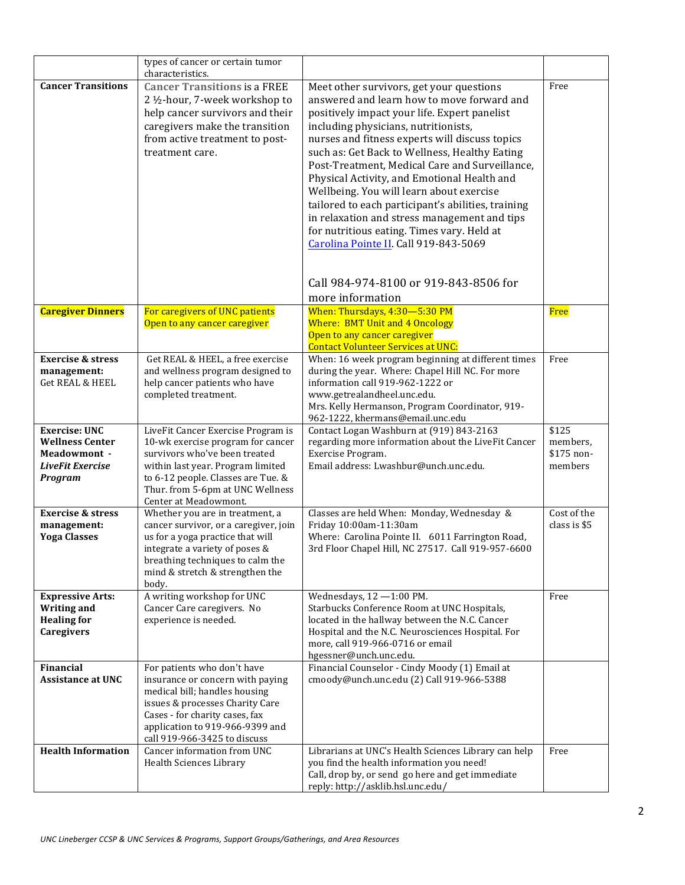| | | | |
|---|---|---|---|
| | types of cancer or certain tumor characteristics. | | |
| **Cancer Transitions** | **Cancer Transitions** is a FREE 2 ½-hour, 7-week workshop to help cancer survivors and their caregivers make the transition from active treatment to post-treatment care. | Meet other survivors, get your questions answered and learn how to move forward and positively impact your life. Expert panelist including physicians, nutritionists, nurses and fitness experts will discuss topics such as: Get Back to Wellness, Healthy Eating Post-Treatment, Medical Care and Surveillance, Physical Activity, and Emotional Health and Wellbeing. You will learn about exercise tailored to each participant's abilities, training in relaxation and stress management and tips for nutritious eating. Times vary. Held at Carolina Pointe II. Call 919-843-5069<br><br>Call 984-974-8100 or 919-843-8506 for more information | Free |
| **Caregiver Dinners** | For caregivers of UNC patients<br>Open to any cancer caregiver | When: Thursdays, 4:30—5:30 PM<br>Where: BMT Unit and 4 Oncology<br>Open to any cancer caregiver<br>Contact Volunteer Services at UNC: | Free |
| **Exercise & stress management:** Get REAL & HEEL | Get REAL & HEEL, a free exercise and wellness program designed to help cancer patients who have completed treatment. | When: 16 week program beginning at different times during the year. Where: Chapel Hill NC. For more information call 919-962-1222 or www.getrealandheel.unc.edu.<br>Mrs. Kelly Hermanson, Program Coordinator, 919-962-1222, khermans@email.unc.edu | Free |
| **Exercise: UNC Wellness Center Meadowmont - *LiveFit Exercise Program*** | LiveFit Cancer Exercise Program is 10-wk exercise program for cancer survivors who've been treated within last year. Program limited to 6-12 people. Classes are Tue. & Thur. from 5-6pm at UNC Wellness Center at Meadowmont. | Contact Logan Washburn at (919) 843-2163 regarding more information about the LiveFit Cancer Exercise Program.<br>Email address: Lwashbur@unch.unc.edu. | $125 members, $175 non-members |
| **Exercise & stress management: Yoga Classes** | Whether you are in treatment, a cancer survivor, or a caregiver, join us for a yoga practice that will integrate a variety of poses & breathing techniques to calm the mind & stretch & strengthen the body. | Classes are held When: Monday, Wednesday & Friday 10:00am-11:30am<br>Where: Carolina Pointe II. 6011 Farrington Road, 3rd Floor Chapel Hill, NC 27517. Call 919-957-6600 | Cost of the class is $5 |
| **Expressive Arts: Writing and Healing for Caregivers** | A writing workshop for UNC Cancer Care caregivers. No experience is needed. | Wednesdays, 12 —1:00 PM.<br>Starbucks Conference Room at UNC Hospitals, located in the hallway between the N.C. Cancer Hospital and the N.C. Neurosciences Hospital. For more, call 919-966-0716 or email hgessner@unch.unc.edu. | Free |
| **Financial Assistance at UNC** | For patients who don't have insurance or concern with paying medical bill; handles housing issues & processes Charity Care Cases - for charity cases, fax application to 919-966-9399 and call 919-966-3425 to discuss | Financial Counselor - Cindy Moody (1) Email at cmoody@unch.unc.edu (2) Call 919-966-5388 | |
| **Health Information** | Cancer information from UNC Health Sciences Library | Librarians at UNC's Health Sciences Library can help you find the health information you need!<br>Call, drop by, or send go here and get immediate reply: http://asklib.hsl.unc.edu/ | Free |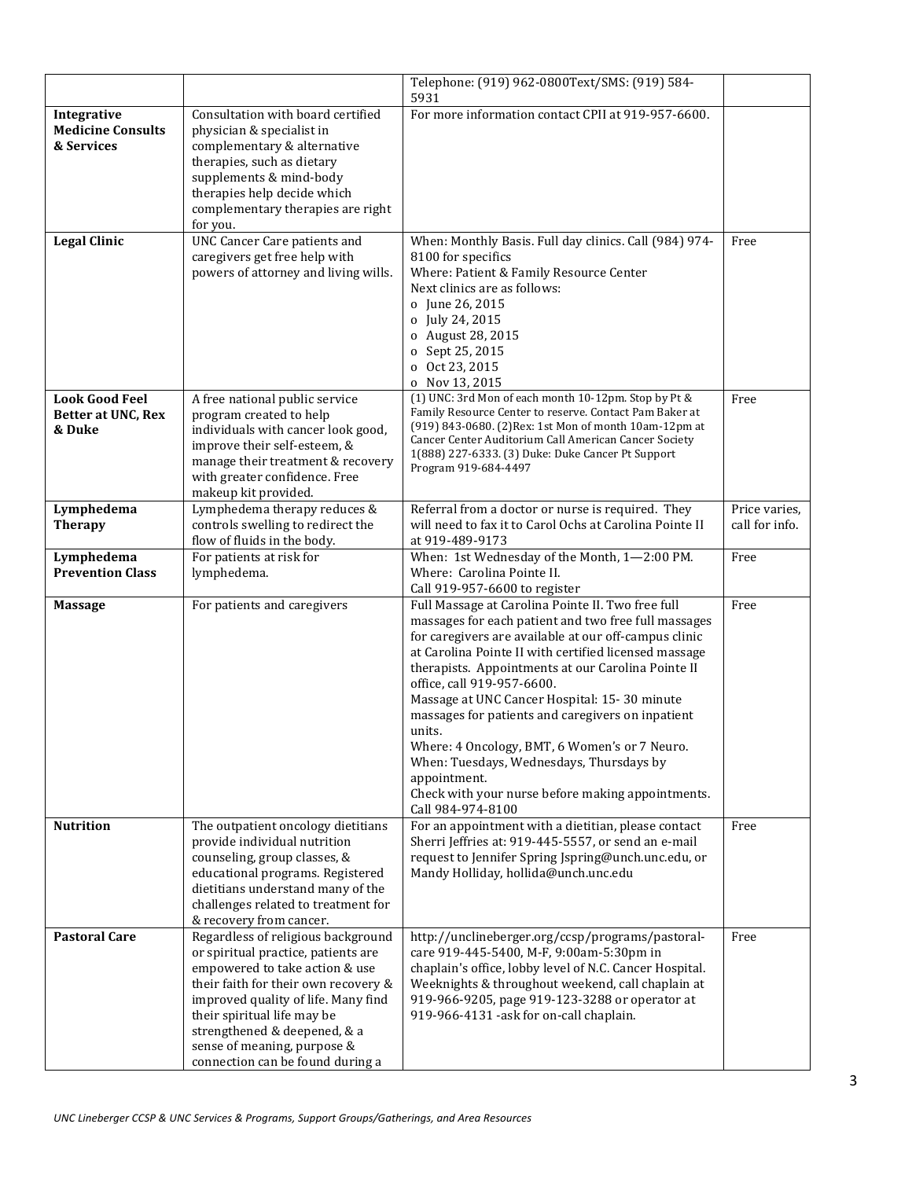| | | | |
|---|---|---|---|
| | | Telephone: (919) 962-0800Text/SMS: (919) 584-5931 | |
| **Integrative Medicine Consults & Services** | Consultation with board certified physician & specialist in complementary & alternative therapies, such as dietary supplements & mind-body therapies help decide which complementary therapies are right for you. | For more information contact CPII at 919-957-6600. | |
| **Legal Clinic** | UNC Cancer Care patients and caregivers get free help with powers of attorney and living wills. | When: Monthly Basis. Full day clinics. Call (984) 974-8100 for specifics<br>Where: Patient & Family Resource Center<br>Next clinics are as follows:<br>o June 26, 2015<br>o July 24, 2015<br>o August 28, 2015<br>o Sept 25, 2015<br>o Oct 23, 2015<br>o Nov 13, 2015 | Free |
| **Look Good Feel Better at UNC, Rex & Duke** | A free national public service program created to help individuals with cancer look good, improve their self-esteem, & manage their treatment & recovery with greater confidence. Free makeup kit provided. | (1) UNC: 3rd Mon of each month 10-12pm. Stop by Pt & Family Resource Center to reserve. Contact Pam Baker at (919) 843-0680. (2)Rex: 1st Mon of month 10am-12pm at Cancer Center Auditorium Call American Cancer Society 1(888) 227-6333. (3) Duke: Duke Cancer Pt Support Program 919-684-4497 | Free |
| **Lymphedema Therapy** | Lymphedema therapy reduces & controls swelling to redirect the flow of fluids in the body. | Referral from a doctor or nurse is required. They will need to fax it to Carol Ochs at Carolina Pointe II at 919-489-9173 | Price varies, call for info. |
| **Lymphedema Prevention Class** | For patients at risk for lymphedema. | When: 1st Wednesday of the Month, 1—2:00 PM.<br>Where: Carolina Pointe II.<br>Call 919-957-6600 to register | Free |
| **Massage** | For patients and caregivers | Full Massage at Carolina Pointe II. Two free full massages for each patient and two free full massages for caregivers are available at our off-campus clinic at Carolina Pointe II with certified licensed massage therapists. Appointments at our Carolina Pointe II office, call 919-957-6600.<br>Massage at UNC Cancer Hospital: 15- 30 minute massages for patients and caregivers on inpatient units.<br>Where: 4 Oncology, BMT, 6 Women's or 7 Neuro.<br>When: Tuesdays, Wednesdays, Thursdays by appointment.<br>Check with your nurse before making appointments.<br>Call 984-974-8100 | Free |
| **Nutrition** | The outpatient oncology dietitians provide individual nutrition counseling, group classes, & educational programs. Registered dietitians understand many of the challenges related to treatment for & recovery from cancer. | For an appointment with a dietitian, please contact Sherri Jeffries at: 919-445-5557, or send an e-mail request to Jennifer Spring Jspring@unch.unc.edu, or Mandy Holliday, hollida@unch.unc.edu | Free |
| **Pastoral Care** | Regardless of religious background or spiritual practice, patients are empowered to take action & use their faith for their own recovery & improved quality of life. Many find their spiritual life may be strengthened & deepened, & a sense of meaning, purpose & connection can be found during a | http://unclineberger.org/ccsp/programs/pastoral-care 919-445-5400, M-F, 9:00am-5:30pm in chaplain's office, lobby level of N.C. Cancer Hospital. Weeknights & throughout weekend, call chaplain at 919-966-9205, page 919-123-3288 or operator at 919-966-4131 -ask for on-call chaplain. | Free |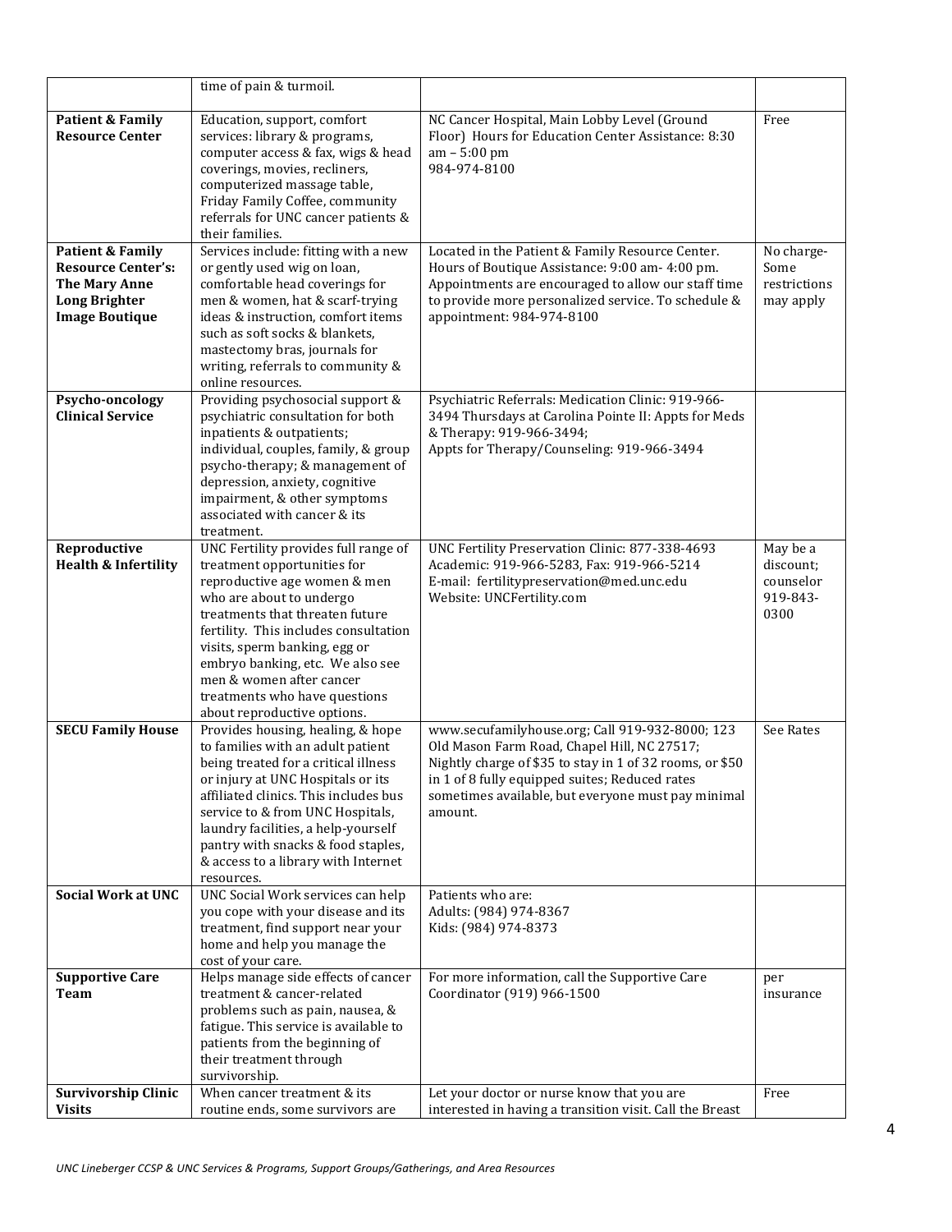| | | | |
|---|---|---|---|
| | time of pain & turmoil. | | |
| **Patient & Family Resource Center** | Education, support, comfort services: library & programs, computer access & fax, wigs & head coverings, movies, recliners, computerized massage table, Friday Family Coffee, community referrals for UNC cancer patients & their families. | NC Cancer Hospital, Main Lobby Level (Ground Floor) Hours for Education Center Assistance: 8:30 am – 5:00 pm<br>984-974-8100 | Free |
| **Patient & Family Resource Center's: The Mary Anne Long Brighter Image Boutique** | Services include: fitting with a new or gently used wig on loan, comfortable head coverings for men & women, hat & scarf-trying ideas & instruction, comfort items such as soft socks & blankets, mastectomy bras, journals for writing, referrals to community & online resources. | Located in the Patient & Family Resource Center. Hours of Boutique Assistance: 9:00 am- 4:00 pm. Appointments are encouraged to allow our staff time to provide more personalized service. To schedule & appointment: 984-974-8100 | No charge- Some restrictions may apply |
| **Psycho-oncology Clinical Service** | Providing psychosocial support & psychiatric consultation for both inpatients & outpatients; individual, couples, family, & group psycho-therapy; & management of depression, anxiety, cognitive impairment, & other symptoms associated with cancer & its treatment. | Psychiatric Referrals: Medication Clinic: 919-966-3494 Thursdays at Carolina Pointe II: Appts for Meds & Therapy: 919-966-3494;<br>Appts for Therapy/Counseling: 919-966-3494 | |
| **Reproductive Health & Infertility** | UNC Fertility provides full range of treatment opportunities for reproductive age women & men who are about to undergo treatments that threaten future fertility. This includes consultation visits, sperm banking, egg or embryo banking, etc. We also see men & women after cancer treatments who have questions about reproductive options. | UNC Fertility Preservation Clinic: 877-338-4693<br>Academic: 919-966-5283, Fax: 919-966-5214<br>E-mail: fertilitypreservation@med.unc.edu<br>Website: UNCFertility.com | May be a discount; counselor 919-843-0300 |
| **SECU Family House** | Provides housing, healing, & hope to families with an adult patient being treated for a critical illness or injury at UNC Hospitals or its affiliated clinics. This includes bus service to & from UNC Hospitals, laundry facilities, a help-yourself pantry with snacks & food staples, & access to a library with Internet resources. | www.secufamilyhouse.org; Call 919-932-8000; 123 Old Mason Farm Road, Chapel Hill, NC 27517; Nightly charge of $35 to stay in 1 of 32 rooms, or $50 in 1 of 8 fully equipped suites; Reduced rates sometimes available, but everyone must pay minimal amount. | See Rates |
| **Social Work at UNC** | UNC Social Work services can help you cope with your disease and its treatment, find support near your home and help you manage the cost of your care. | Patients who are:<br>Adults: (984) 974-8367<br>Kids: (984) 974-8373 | |
| **Supportive Care Team** | Helps manage side effects of cancer treatment & cancer-related problems such as pain, nausea, & fatigue. This service is available to patients from the beginning of their treatment through survivorship. | For more information, call the Supportive Care Coordinator (919) 966-1500 | per insurance |
| **Survivorship Clinic Visits** | When cancer treatment & its routine ends, some survivors are | Let your doctor or nurse know that you are interested in having a transition visit. Call the Breast | Free |

*UNC Lineberger CCSP & UNC Services & Programs, Support Groups/Gatherings, and Area Resources*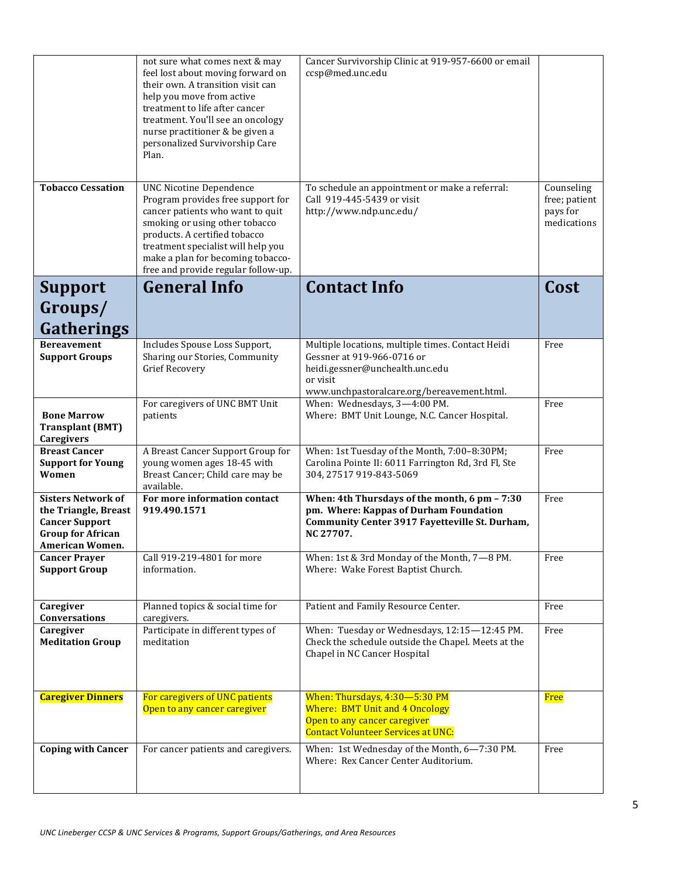| | | | |
|---|---|---|---|
| | not sure what comes next & may feel lost about moving forward on their own. A transition visit can help you move from active treatment to life after cancer treatment. You'll see an oncology nurse practitioner & be given a personalized Survivorship Care Plan. | Cancer Survivorship Clinic at 919-957-6600 or email ccsp@med.unc.edu | |
| **Tobacco Cessation** | UNC Nicotine Dependence Program provides free support for cancer patients who want to quit smoking or using other tobacco products. A certified tobacco treatment specialist will help you make a plan for becoming tobacco-free and provide regular follow-up. | To schedule an appointment or make a referral: Call 919-445-5439 or visit http://www.ndp.unc.edu/ | Counseling free; patient pays for medications |

| **Support Groups/ Gatherings** | **General Info** | **Contact Info** | **Cost** |
|---|---|---|---|
| **Bereavement Support Groups** | Includes Spouse Loss Support, Sharing our Stories, Community Grief Recovery | Multiple locations, multiple times. Contact Heidi Gessner at 919-966-0716 or heidi.gessner@unchealth.unc.edu or visit www.unchpastoralcare.org/bereavement.html. | Free |
| **Bone Marrow Transplant (BMT) Caregivers** | For caregivers of UNC BMT Unit patients | When: Wednesdays, 3—4:00 PM. Where: BMT Unit Lounge, N.C. Cancer Hospital. | Free |
| **Breast Cancer Support for Young Women** | A Breast Cancer Support Group for young women ages 18-45 with Breast Cancer; Child care may be available. | When: 1st Tuesday of the Month, 7:00–8:30PM; Carolina Pointe II: 6011 Farrington Rd, 3rd Fl, Ste 304, 27517 919-843-5069 | Free |
| **Sisters Network of the Triangle, Breast Cancer Support Group for African American Women.** | **For more information contact 919.490.1571** | **When: 4th Thursdays of the month, 6 pm – 7:30 pm. Where: Kappas of Durham Foundation Community Center 3917 Fayetteville St. Durham, NC 27707.** | Free |
| **Cancer Prayer Support Group** | Call 919-219-4801 for more information. | When: 1st & 3rd Monday of the Month, 7—8 PM. Where: Wake Forest Baptist Church. | Free |
| **Caregiver Conversations** | Planned topics & social time for caregivers. | Patient and Family Resource Center. | Free |
| **Caregiver Meditation Group** | Participate in different types of meditation | When: Tuesday or Wednesdays, 12:15—12:45 PM. Check the schedule outside the Chapel. Meets at the Chapel in NC Cancer Hospital | Free |
| **Caregiver Dinners** | For caregivers of UNC patients Open to any cancer caregiver | When: Thursdays, 4:30—5:30 PM Where: BMT Unit and 4 Oncology Open to any cancer caregiver Contact Volunteer Services at UNC: | Free |
| **Coping with Cancer** | For cancer patients and caregivers. | When: 1st Wednesday of the Month, 6—7:30 PM. Where: Rex Cancer Center Auditorium. | Free |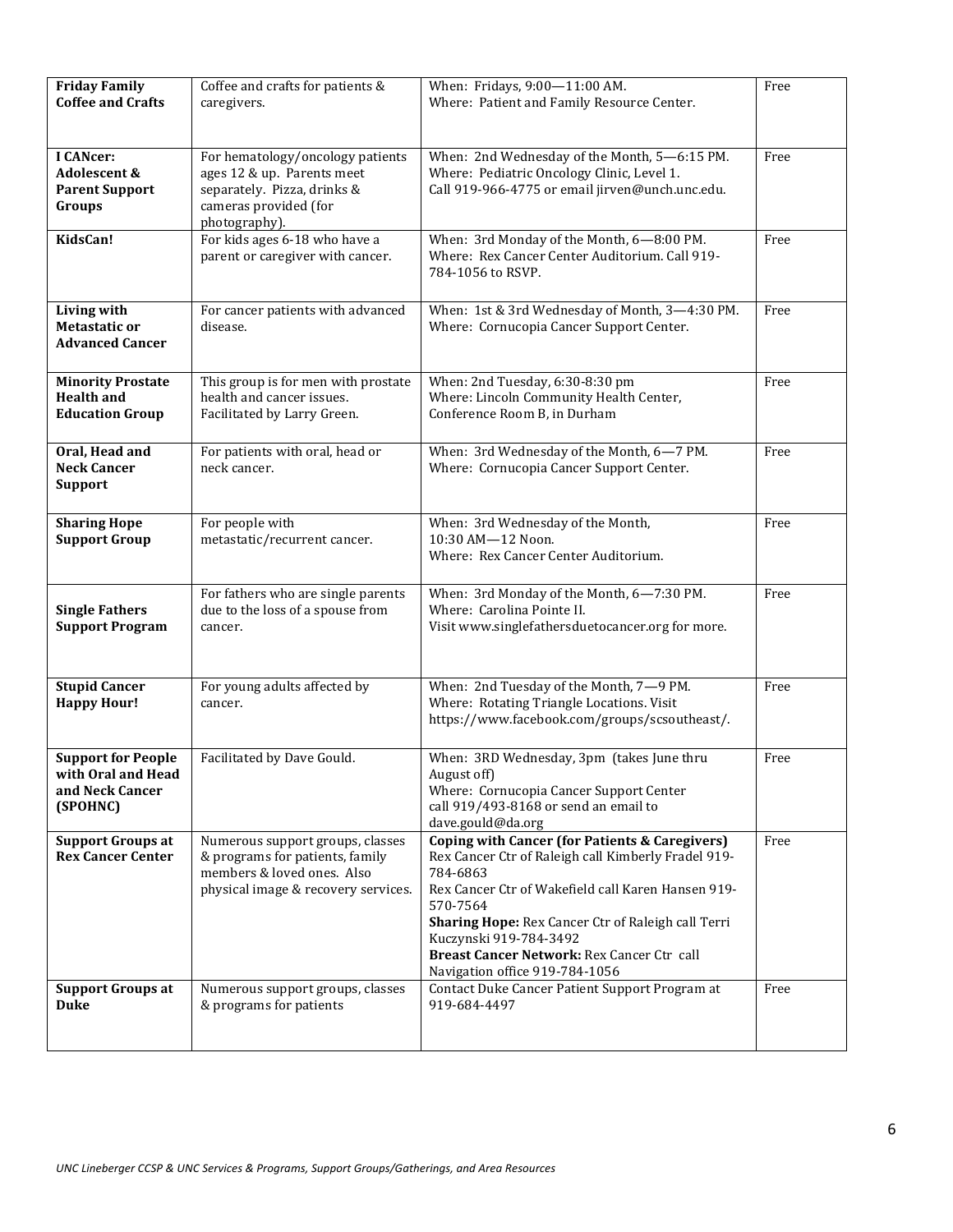| **Friday Family Coffee and Crafts** | Coffee and crafts for patients & caregivers. | When: Fridays, 9:00—11:00 AM.<br>Where: Patient and Family Resource Center. | Free |
|---|---|---|---|
| **I CANcer: Adolescent & Parent Support Groups** | For hematology/oncology patients ages 12 & up. Parents meet separately. Pizza, drinks & cameras provided (for photography). | When: 2nd Wednesday of the Month, 5—6:15 PM.<br>Where: Pediatric Oncology Clinic, Level 1.<br>Call 919-966-4775 or email jirven@unch.unc.edu. | Free |
| **KidsCan!** | For kids ages 6-18 who have a parent or caregiver with cancer. | When: 3rd Monday of the Month, 6—8:00 PM.<br>Where: Rex Cancer Center Auditorium. Call 919-784-1056 to RSVP. | Free |
| **Living with Metastatic or Advanced Cancer** | For cancer patients with advanced disease. | When: 1st & 3rd Wednesday of Month, 3—4:30 PM.<br>Where: Cornucopia Cancer Support Center. | Free |
| **Minority Prostate Health and Education Group** | This group is for men with prostate health and cancer issues. Facilitated by Larry Green. | When: 2nd Tuesday, 6:30-8:30 pm<br>Where: Lincoln Community Health Center, Conference Room B, in Durham | Free |
| **Oral, Head and Neck Cancer Support** | For patients with oral, head or neck cancer. | When: 3rd Wednesday of the Month, 6—7 PM.<br>Where: Cornucopia Cancer Support Center. | Free |
| **Sharing Hope Support Group** | For people with metastatic/recurrent cancer. | When: 3rd Wednesday of the Month, 10:30 AM—12 Noon.<br>Where: Rex Cancer Center Auditorium. | Free |
| **Single Fathers Support Program** | For fathers who are single parents due to the loss of a spouse from cancer. | When: 3rd Monday of the Month, 6—7:30 PM.<br>Where: Carolina Pointe II.<br>Visit www.singlefathersduetocancer.org for more. | Free |
| **Stupid Cancer Happy Hour!** | For young adults affected by cancer. | When: 2nd Tuesday of the Month, 7—9 PM.<br>Where: Rotating Triangle Locations. Visit https://www.facebook.com/groups/scsoutheast/. | Free |
| **Support for People with Oral and Head and Neck Cancer (SPOHNC)** | Facilitated by Dave Gould. | When: 3RD Wednesday, 3pm (takes June thru August off)<br>Where: Cornucopia Cancer Support Center<br>call 919/493-8168 or send an email to dave.gould@da.org | Free |
| **Support Groups at Rex Cancer Center** | Numerous support groups, classes & programs for patients, family members & loved ones. Also physical image & recovery services. | **Coping with Cancer (for Patients & Caregivers)**<br>Rex Cancer Ctr of Raleigh call Kimberly Fradel 919-784-6863<br>Rex Cancer Ctr of Wakefield call Karen Hansen 919-570-7564<br>**Sharing Hope:** Rex Cancer Ctr of Raleigh call Terri Kuczynski 919-784-3492<br>**Breast Cancer Network:** Rex Cancer Ctr call Navigation office 919-784-1056 | Free |
| **Support Groups at Duke** | Numerous support groups, classes & programs for patients | Contact Duke Cancer Patient Support Program at 919-684-4497 | Free |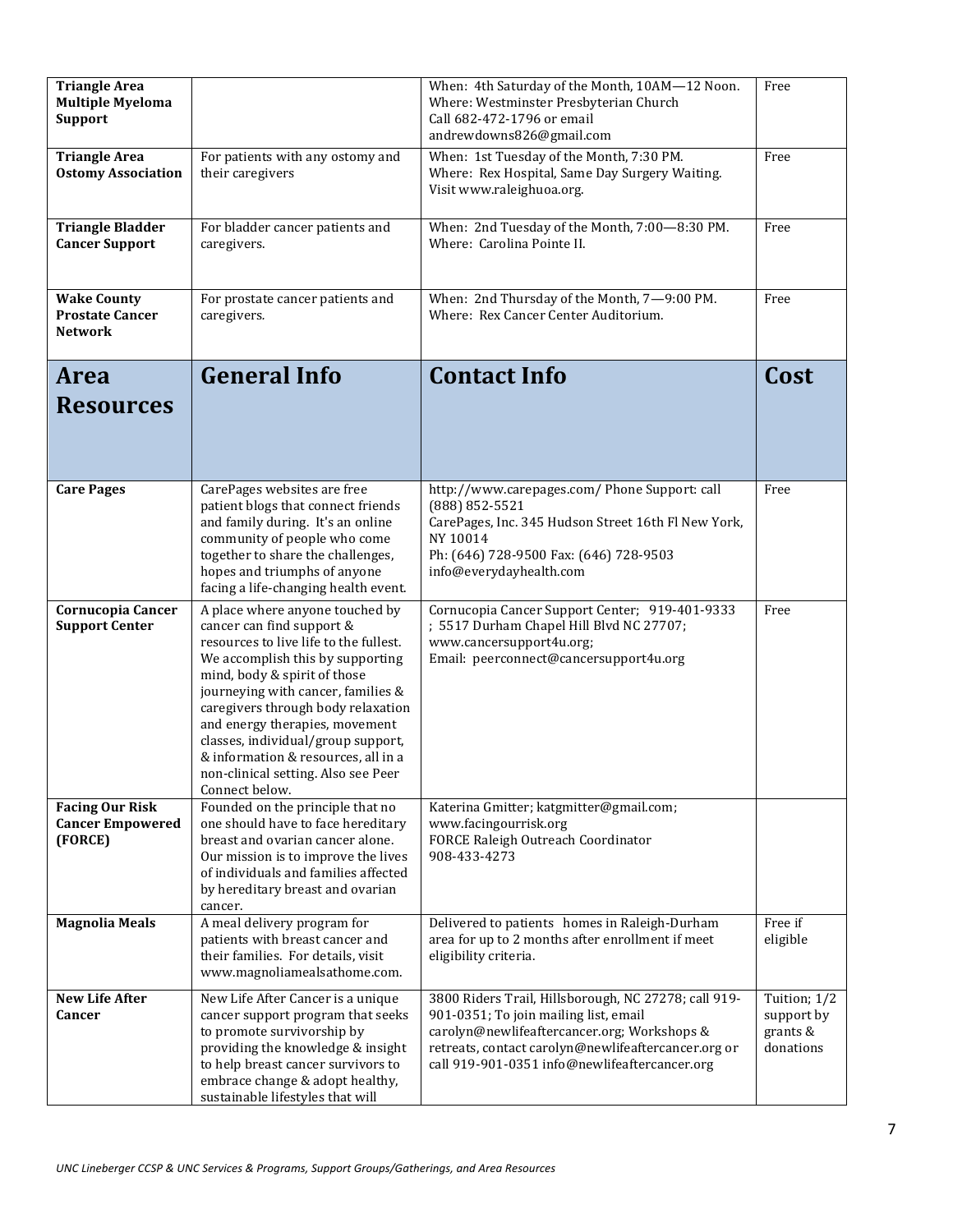| | | | |
|---|---|---|---|
| **Triangle Area Multiple Myeloma Support** | | When: 4th Saturday of the Month, 10AM—12 Noon.<br>Where: Westminster Presbyterian Church<br>Call 682-472-1796 or email andrewdowns826@gmail.com | Free |
| **Triangle Area Ostomy Association** | For patients with any ostomy and their caregivers | When: 1st Tuesday of the Month, 7:30 PM.<br>Where: Rex Hospital, Same Day Surgery Waiting.<br>Visit www.raleighuoa.org. | Free |
| **Triangle Bladder Cancer Support** | For bladder cancer patients and caregivers. | When: 2nd Tuesday of the Month, 7:00—8:30 PM.<br>Where: Carolina Pointe II. | Free |
| **Wake County Prostate Cancer Network** | For prostate cancer patients and caregivers. | When: 2nd Thursday of the Month, 7—9:00 PM.<br>Where: Rex Cancer Center Auditorium. | Free |

| Area Resources | General Info | Contact Info | Cost |
|---|---|---|---|
| **Care Pages** | CarePages websites are free patient blogs that connect friends and family during. It's an online community of people who come together to share the challenges, hopes and triumphs of anyone facing a life-changing health event. | http://www.carepages.com/ Phone Support: call (888) 852-5521<br>CarePages, Inc. 345 Hudson Street 16th Fl New York, NY 10014<br>Ph: (646) 728-9500 Fax: (646) 728-9503<br>info@everydayhealth.com | Free |
| **Cornucopia Cancer Support Center** | A place where anyone touched by cancer can find support & resources to live life to the fullest. We accomplish this by supporting mind, body & spirit of those journeying with cancer, families & caregivers through body relaxation and energy therapies, movement classes, individual/group support, & information & resources, all in a non-clinical setting. Also see Peer Connect below. | Cornucopia Cancer Support Center; 919-401-9333 ; 5517 Durham Chapel Hill Blvd NC 27707; www.cancersupport4u.org;<br>Email: peerconnect@cancersupport4u.org | Free |
| **Facing Our Risk Cancer Empowered (FORCE)** | Founded on the principle that no one should have to face hereditary breast and ovarian cancer alone. Our mission is to improve the lives of individuals and families affected by hereditary breast and ovarian cancer. | Katerina Gmitter; katgmitter@gmail.com; www.facingourrisk.org<br>FORCE Raleigh Outreach Coordinator<br>908-433-4273 | |
| **Magnolia Meals** | A meal delivery program for patients with breast cancer and their families. For details, visit www.magnoliamealsathome.com. | Delivered to patients homes in Raleigh-Durham area for up to 2 months after enrollment if meet eligibility criteria. | Free if eligible |
| **New Life After Cancer** | New Life After Cancer is a unique cancer support program that seeks to promote survivorship by providing the knowledge & insight to help breast cancer survivors to embrace change & adopt healthy, sustainable lifestyles that will | 3800 Riders Trail, Hillsborough, NC 27278; call 919-901-0351; To join mailing list, email carolyn@newlifeaftercancer.org; Workshops & retreats, contact carolyn@newlifeaftercancer.org or call 919-901-0351 info@newlifeaftercancer.org | Tuition; 1/2 support by grants & donations |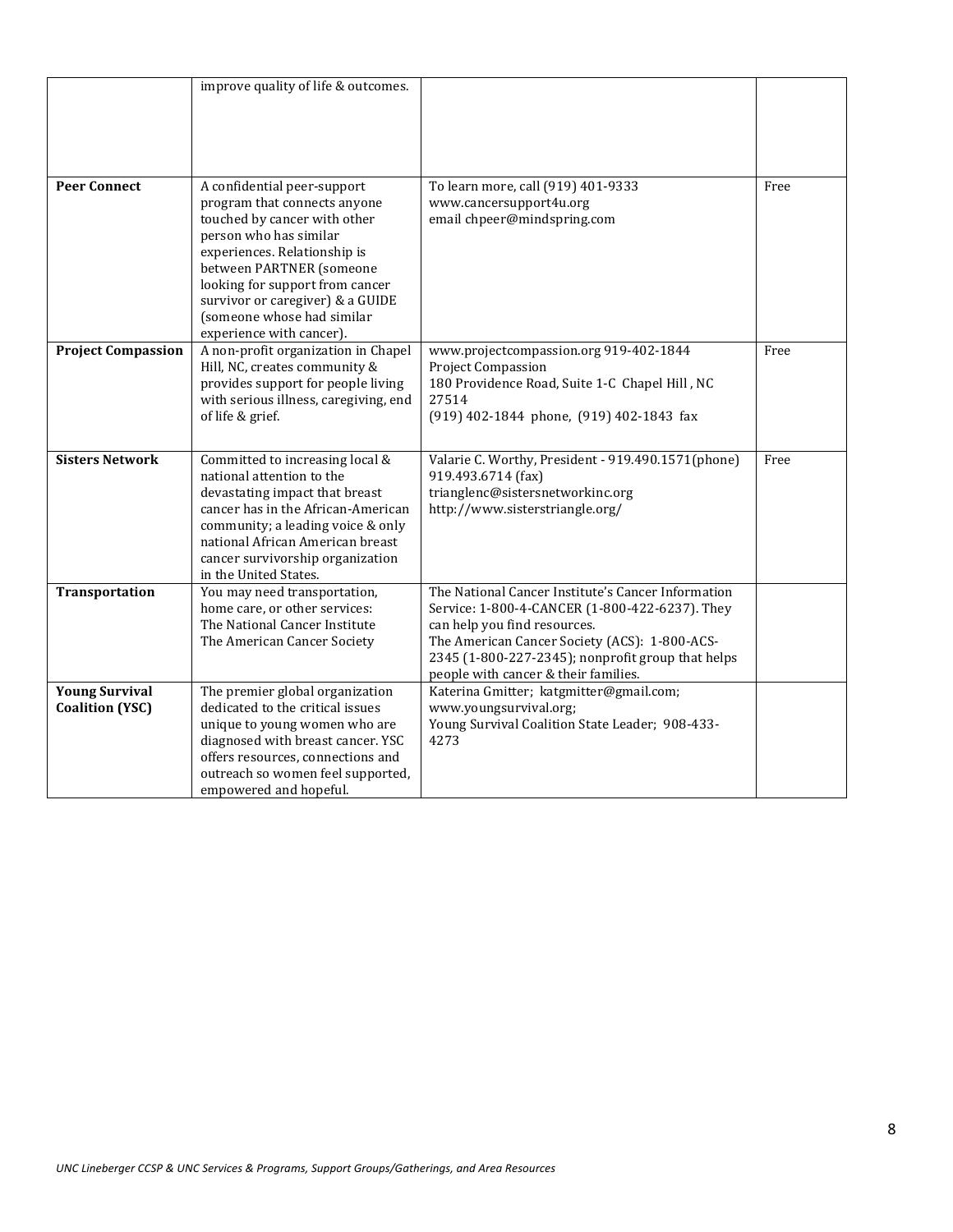| | | | |
|---|---|---|---|
| | improve quality of life & outcomes. | | |
| **Peer Connect** | A confidential peer-support program that connects anyone touched by cancer with other person who has similar experiences. Relationship is between PARTNER (someone looking for support from cancer survivor or caregiver) & a GUIDE (someone whose had similar experience with cancer). | To learn more, call (919) 401-9333<br>www.cancersupport4u.org<br>email chpeer@mindspring.com | Free |
| **Project Compassion** | A non-profit organization in Chapel Hill, NC, creates community & provides support for people living with serious illness, caregiving, end of life & grief. | www.projectcompassion.org 919-402-1844<br>Project Compassion<br>180 Providence Road, Suite 1-C Chapel Hill , NC 27514<br>(919) 402-1844 phone, (919) 402-1843 fax | Free |
| **Sisters Network** | Committed to increasing local & national attention to the devastating impact that breast cancer has in the African-American community; a leading voice & only national African American breast cancer survivorship organization in the United States. | Valarie C. Worthy, President - 919.490.1571(phone) 919.493.6714 (fax)<br>trianglenc@sistersnetworkinc.org<br>http://www.sisterstriangle.org/ | Free |
| **Transportation** | You may need transportation, home care, or other services:<br>The National Cancer Institute<br>The American Cancer Society | The National Cancer Institute's Cancer Information Service: 1-800-4-CANCER (1-800-422-6237). They can help you find resources.<br>The American Cancer Society (ACS): 1-800-ACS-2345 (1-800-227-2345); nonprofit group that helps people with cancer & their families. | |
| **Young Survival Coalition (YSC)** | The premier global organization dedicated to the critical issues unique to young women who are diagnosed with breast cancer. YSC offers resources, connections and outreach so women feel supported, empowered and hopeful. | Katerina Gmitter; katgmitter@gmail.com;<br>www.youngsurvival.org;<br>Young Survival Coalition State Leader; 908-433-4273 | |